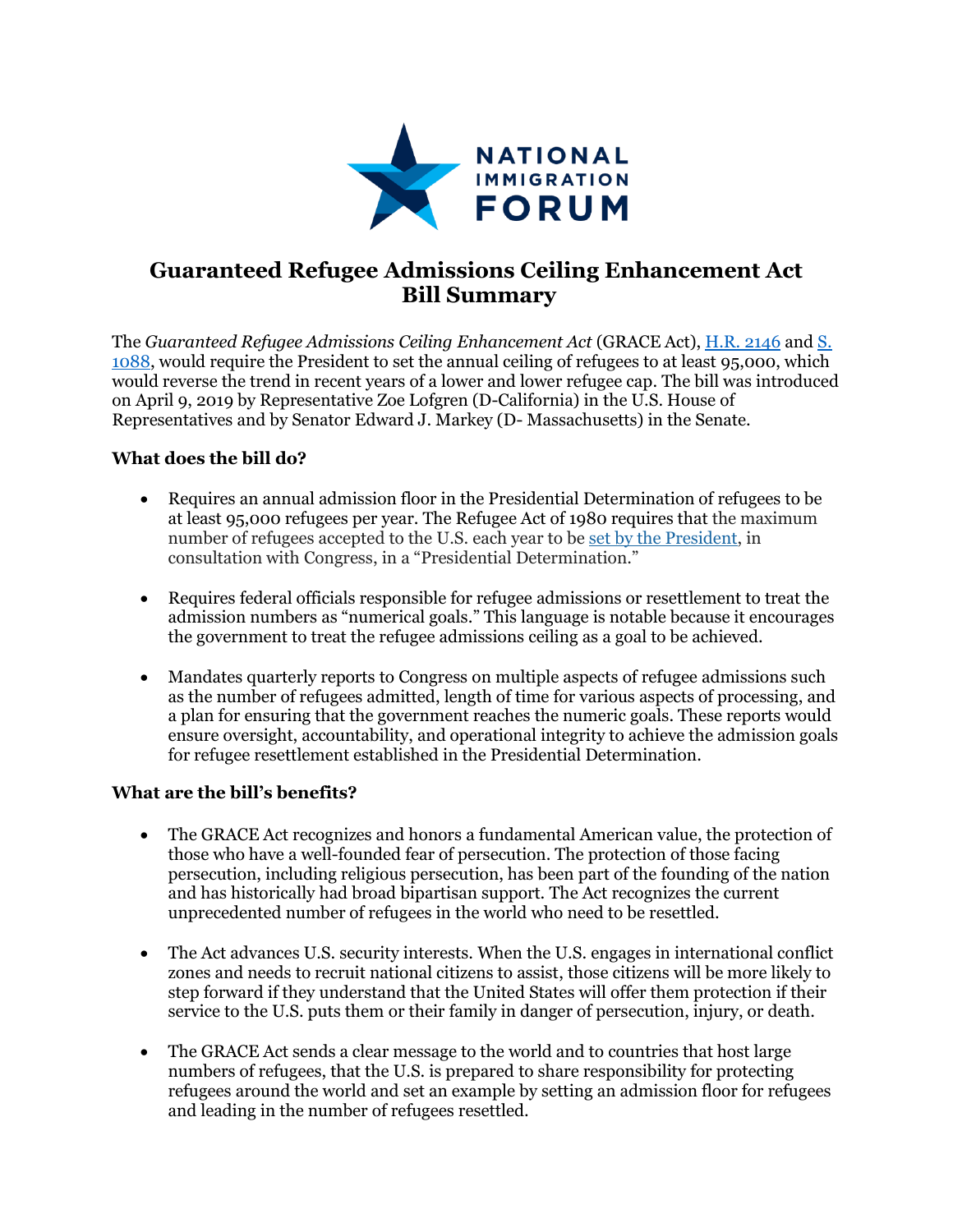NATIONAL IMMIGRATION FORUM

# Guaranteed Refugee Admissions Ceiling Enhancement Act Bill Summary

The *Guaranteed Refugee Admissions Ceiling Enhancement Act* (GRACE Act), H.R. 2146 and S. 1088, would require the President to set the annual ceiling of refugees to at least 95,000, which would reverse the trend in recent years of a lower and lower refugee cap. The bill was introduced on April 9, 2019 by Representative Zoe Lofgren (D-California) in the U.S. House of Representatives and by Senator Edward J. Markey (D- Massachusetts) in the Senate.

### What does the bill do?

- Requires an annual admission floor in the Presidential Determination of refugees to be at least 95,000 refugees per year. The Refugee Act of 1980 requires that the maximum number of refugees accepted to the U.S. each year to be set by the President, in consultation with Congress, in a "Presidential Determination."
- Requires federal officials responsible for refugee admissions or resettlement to treat the admission numbers as "numerical goals." This language is notable because it encourages the government to treat the refugee admissions ceiling as a goal to be achieved.
- Mandates quarterly reports to Congress on multiple aspects of refugee admissions such as the number of refugees admitted, length of time for various aspects of processing, and a plan for ensuring that the government reaches the numeric goals. These reports would ensure oversight, accountability, and operational integrity to achieve the admission goals for refugee resettlement established in the Presidential Determination.

### What are the bill's benefits?

- The GRACE Act recognizes and honors a fundamental American value, the protection of those who have a well-founded fear of persecution. The protection of those facing persecution, including religious persecution, has been part of the founding of the nation and has historically had broad bipartisan support. The Act recognizes the current unprecedented number of refugees in the world who need to be resettled.
- The Act advances U.S. security interests. When the U.S. engages in international conflict zones and needs to recruit national citizens to assist, those citizens will be more likely to step forward if they understand that the United States will offer them protection if their service to the U.S. puts them or their family in danger of persecution, injury, or death.
- The GRACE Act sends a clear message to the world and to countries that host large numbers of refugees, that the U.S. is prepared to share responsibility for protecting refugees around the world and set an example by setting an admission floor for refugees and leading in the number of refugees resettled.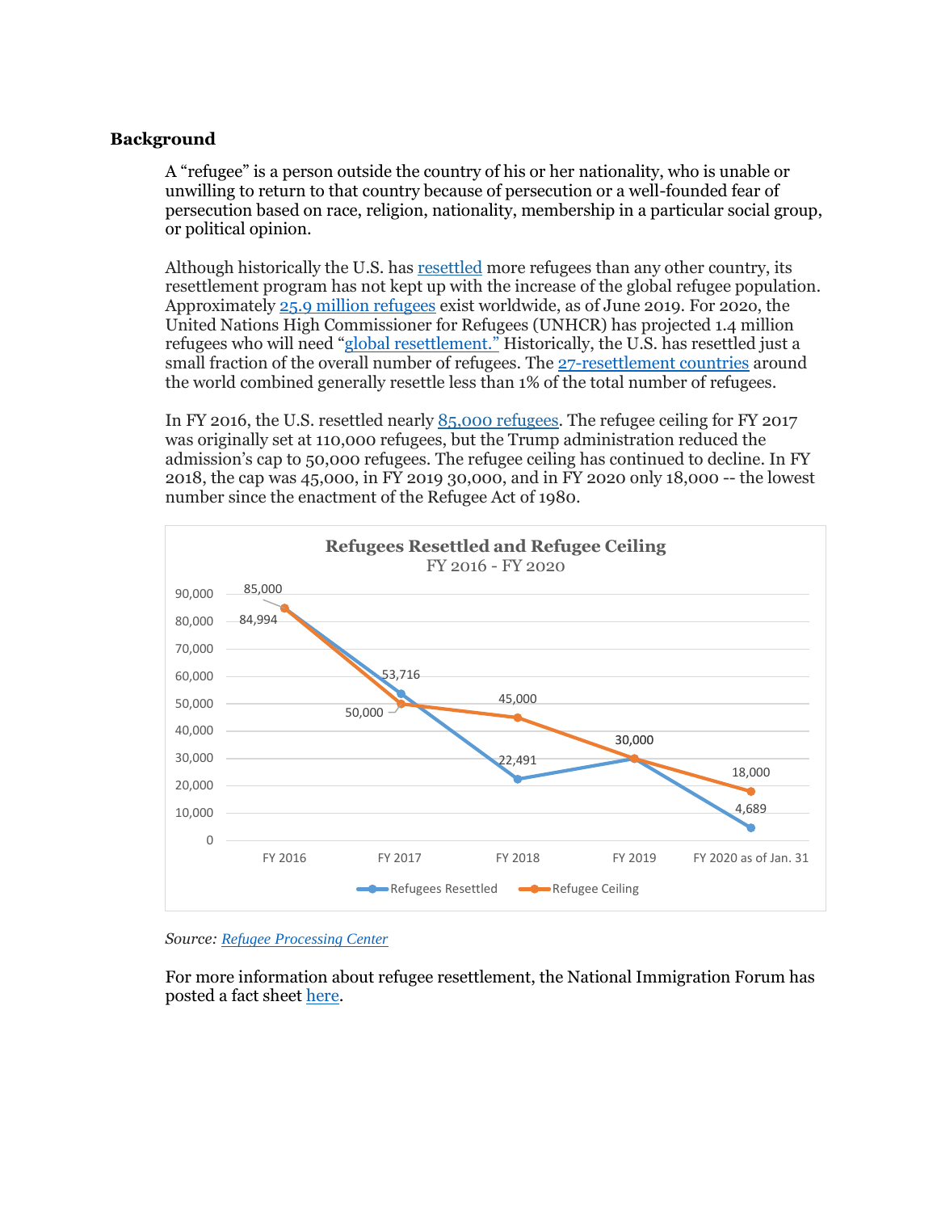**Background**

A "refugee" is a person outside the country of his or her nationality, who is unable or unwilling to return to that country because of persecution or a well-founded fear of persecution based on race, religion, nationality, membership in a particular social group, or political opinion.

Although historically the U.S. has resettled more refugees than any other country, its resettlement program has not kept up with the increase of the global refugee population. Approximately 25.9 million refugees exist worldwide, as of June 2019. For 2020, the United Nations High Commissioner for Refugees (UNHCR) has projected 1.4 million refugees who will need "global resettlement." Historically, the U.S. has resettled just a small fraction of the overall number of refugees. The 27-resettlement countries around the world combined generally resettle less than 1% of the total number of refugees.

In FY 2016, the U.S. resettled nearly 85,000 refugees. The refugee ceiling for FY 2017 was originally set at 110,000 refugees, but the Trump administration reduced the admission's cap to 50,000 refugees. The refugee ceiling has continued to decline. In FY 2018, the cap was 45,000, in FY 2019 30,000, and in FY 2020 only 18,000 -- the lowest number since the enactment of the Refugee Act of 1980.

Refugees Resettled and Refugee Ceiling
FY 2016 - FY 2020

90,000
80,000
70,000
60,000
50,000
40,000
30,000
20,000
10,000
0

85,000
84,994
53,716
50,000
45,000
22,491
30,000
18,000
4,689

FY 2016
FY 2017
FY 2018
FY 2019
FY 2020 as of Jan. 31

Refugees Resettled
Refugee Ceiling

*Source: Refugee Processing Center*

For more information about refugee resettlement, the National Immigration Forum has posted a fact sheet here.